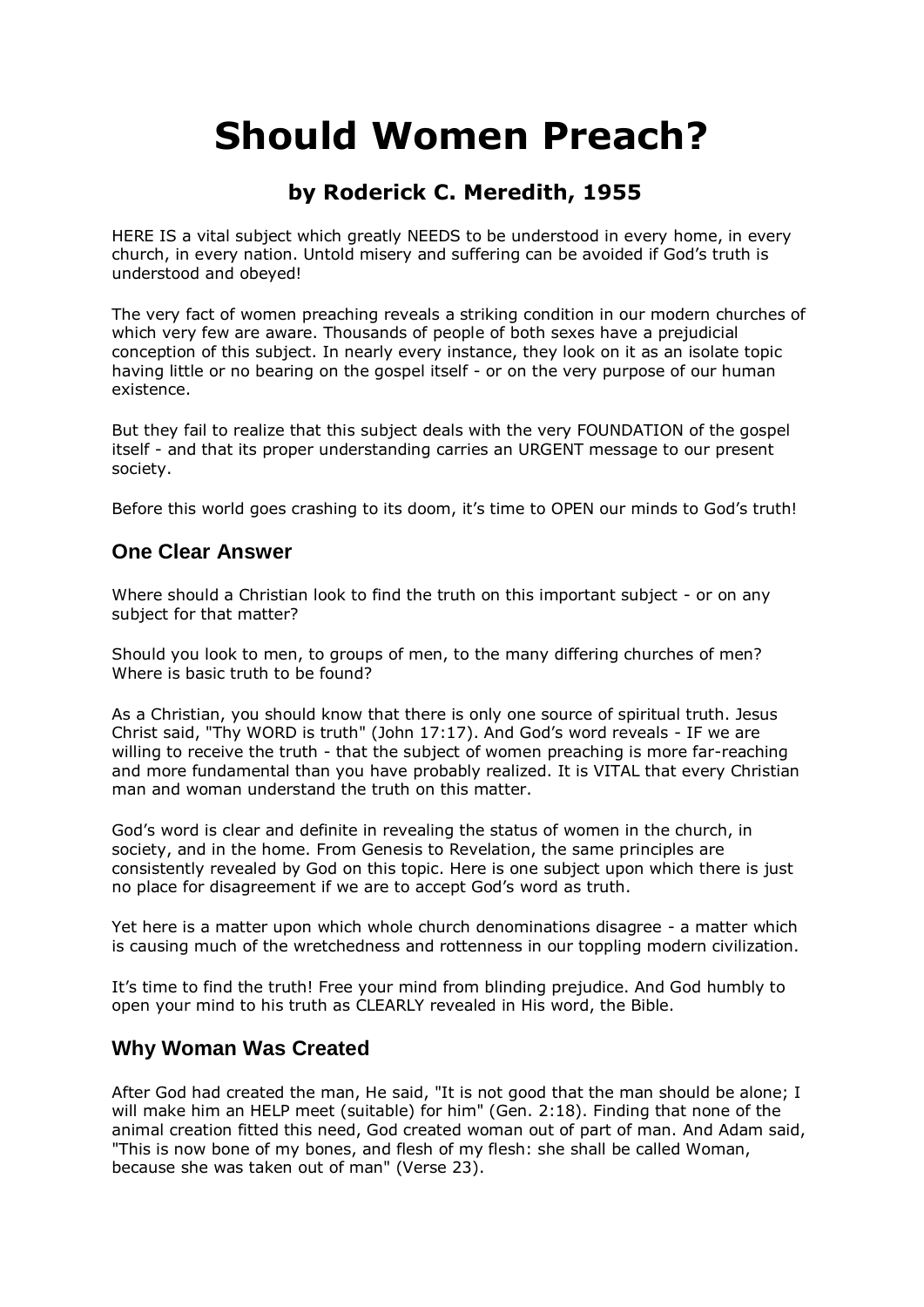# Should Women Preach?

## by Roderick C. Meredith, 1955

HERE IS a vital subject which greatly NEEDS to be understood in every home, in every church, in every nation. Untold misery and suffering can be avoided if God's truth is understood and obeyed!

The very fact of women preaching reveals a striking condition in our modern churches of which very few are aware. Thousands of people of both sexes have a prejudicial conception of this subject. In nearly every instance, they look on it as an isolate topic having little or no bearing on the gospel itself - or on the very purpose of our human existence.

But they fail to realize that this subject deals with the very FOUNDATION of the gospel itself - and that its proper understanding carries an URGENT message to our present society.

Before this world goes crashing to its doom, it's time to OPEN our minds to God's truth!

### One Clear Answer

Where should a Christian look to find the truth on this important subject - or on any subject for that matter?

Should you look to men, to groups of men, to the many differing churches of men? Where is basic truth to be found?

As a Christian, you should know that there is only one source of spiritual truth. Jesus Christ said, "Thy WORD is truth" (John 17:17). And God's word reveals - IF we are willing to receive the truth - that the subject of women preaching is more far-reaching and more fundamental than you have probably realized. It is VITAL that every Christian man and woman understand the truth on this matter.

God's word is clear and definite in revealing the status of women in the church, in society, and in the home. From Genesis to Revelation, the same principles are consistently revealed by God on this topic. Here is one subject upon which there is just no place for disagreement if we are to accept God's word as truth.

Yet here is a matter upon which whole church denominations disagree - a matter which is causing much of the wretchedness and rottenness in our toppling modern civilization.

It's time to find the truth! Free your mind from blinding prejudice. And God humbly to open your mind to his truth as CLEARLY revealed in His word, the Bible.

### Why Woman Was Created

After God had created the man, He said, "It is not good that the man should be alone; I will make him an HELP meet (suitable) for him" (Gen. 2:18). Finding that none of the animal creation fitted this need, God created woman out of part of man. And Adam said, "This is now bone of my bones, and flesh of my flesh: she shall be called Woman, because she was taken out of man" (Verse 23).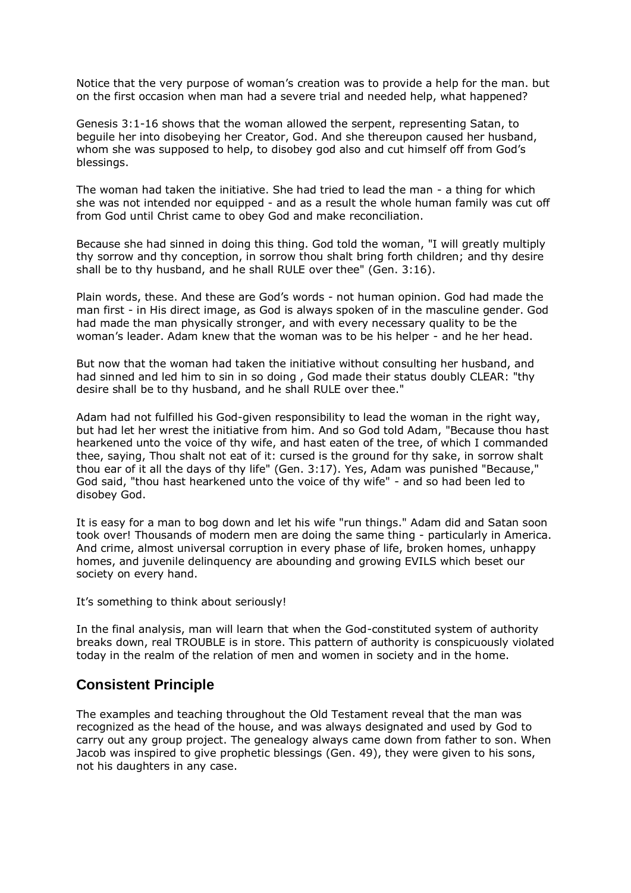Notice that the very purpose of woman's creation was to provide a help for the man. but on the first occasion when man had a severe trial and needed help, what happened?

Genesis 3:1-16 shows that the woman allowed the serpent, representing Satan, to beguile her into disobeying her Creator, God. And she thereupon caused her husband, whom she was supposed to help, to disobey god also and cut himself off from God's blessings.

The woman had taken the initiative. She had tried to lead the man - a thing for which she was not intended nor equipped - and as a result the whole human family was cut off from God until Christ came to obey God and make reconciliation.

Because she had sinned in doing this thing. God told the woman, "I will greatly multiply thy sorrow and thy conception, in sorrow thou shalt bring forth children; and thy desire shall be to thy husband, and he shall RULE over thee" (Gen. 3:16).

Plain words, these. And these are God's words - not human opinion. God had made the man first - in His direct image, as God is always spoken of in the masculine gender. God had made the man physically stronger, and with every necessary quality to be the woman's leader. Adam knew that the woman was to be his helper - and he her head.

But now that the woman had taken the initiative without consulting her husband, and had sinned and led him to sin in so doing , God made their status doubly CLEAR: "thy desire shall be to thy husband, and he shall RULE over thee."

Adam had not fulfilled his God-given responsibility to lead the woman in the right way, but had let her wrest the initiative from him. And so God told Adam, "Because thou hast hearkened unto the voice of thy wife, and hast eaten of the tree, of which I commanded thee, saying, Thou shalt not eat of it: cursed is the ground for thy sake, in sorrow shalt thou ear of it all the days of thy life" (Gen. 3:17). Yes, Adam was punished "Because," God said, "thou hast hearkened unto the voice of thy wife" - and so had been led to disobey God.

It is easy for a man to bog down and let his wife "run things." Adam did and Satan soon took over! Thousands of modern men are doing the same thing - particularly in America. And crime, almost universal corruption in every phase of life, broken homes, unhappy homes, and juvenile delinquency are abounding and growing EVILS which beset our society on every hand.

It's something to think about seriously!

In the final analysis, man will learn that when the God-constituted system of authority breaks down, real TROUBLE is in store. This pattern of authority is conspicuously violated today in the realm of the relation of men and women in society and in the home.

## Consistent Principle

The examples and teaching throughout the Old Testament reveal that the man was recognized as the head of the house, and was always designated and used by God to carry out any group project. The genealogy always came down from father to son. When Jacob was inspired to give prophetic blessings (Gen. 49), they were given to his sons, not his daughters in any case.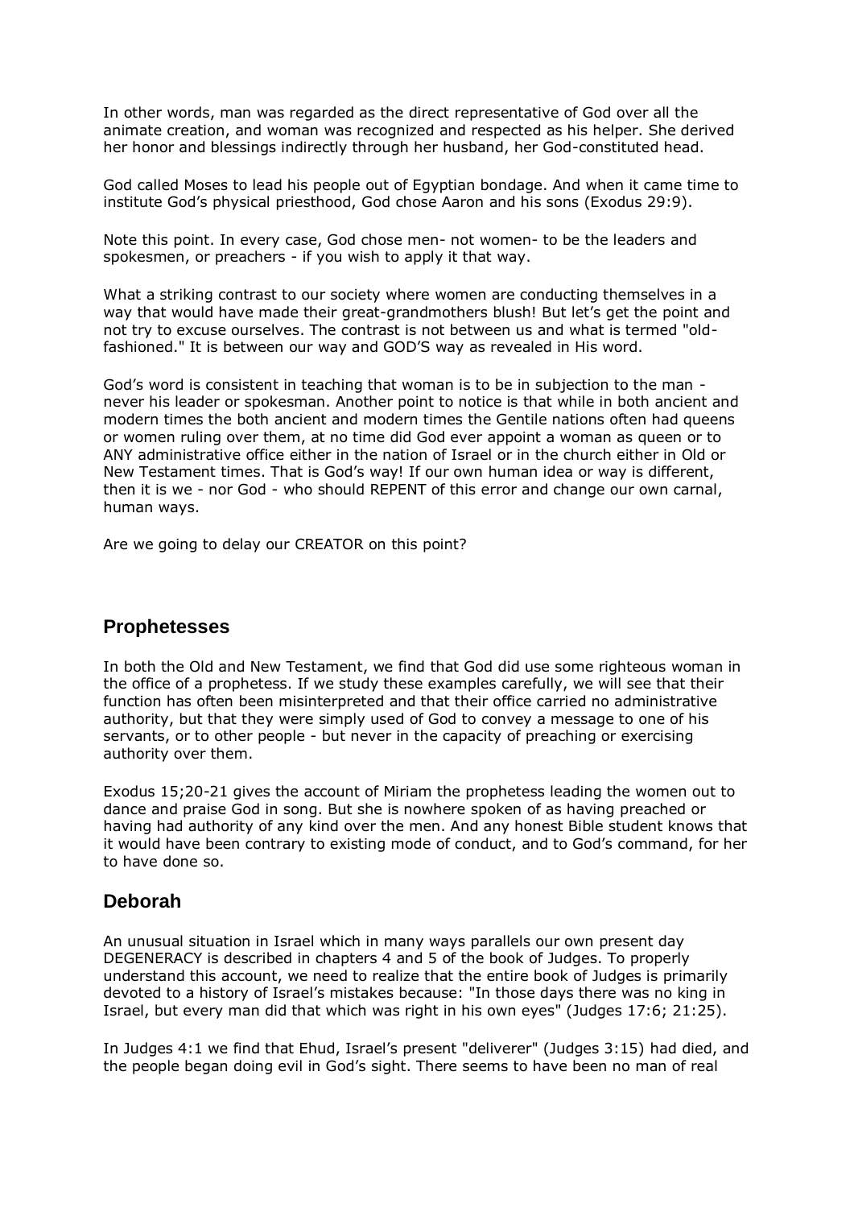In other words, man was regarded as the direct representative of God over all the animate creation, and woman was recognized and respected as his helper. She derived her honor and blessings indirectly through her husband, her God-constituted head.

God called Moses to lead his people out of Egyptian bondage. And when it came time to institute God's physical priesthood, God chose Aaron and his sons (Exodus 29:9).

Note this point. In every case, God chose men- not women- to be the leaders and spokesmen, or preachers - if you wish to apply it that way.

What a striking contrast to our society where women are conducting themselves in a way that would have made their great-grandmothers blush! But let's get the point and not try to excuse ourselves. The contrast is not between us and what is termed "old-fashioned." It is between our way and GOD'S way as revealed in His word.

God's word is consistent in teaching that woman is to be in subjection to the man - never his leader or spokesman. Another point to notice is that while in both ancient and modern times the both ancient and modern times the Gentile nations often had queens or women ruling over them, at no time did God ever appoint a woman as queen or to ANY administrative office either in the nation of Israel or in the church either in Old or New Testament times. That is God's way! If our own human idea or way is different, then it is we - nor God - who should REPENT of this error and change our own carnal, human ways.

Are we going to delay our CREATOR on this point?

## Prophetesses

In both the Old and New Testament, we find that God did use some righteous woman in the office of a prophetess. If we study these examples carefully, we will see that their function has often been misinterpreted and that their office carried no administrative authority, but that they were simply used of God to convey a message to one of his servants, or to other people - but never in the capacity of preaching or exercising authority over them.

Exodus 15;20-21 gives the account of Miriam the prophetess leading the women out to dance and praise God in song. But she is nowhere spoken of as having preached or having had authority of any kind over the men. And any honest Bible student knows that it would have been contrary to existing mode of conduct, and to God's command, for her to have done so.

## Deborah

An unusual situation in Israel which in many ways parallels our own present day DEGENERACY is described in chapters 4 and 5 of the book of Judges. To properly understand this account, we need to realize that the entire book of Judges is primarily devoted to a history of Israel's mistakes because: "In those days there was no king in Israel, but every man did that which was right in his own eyes" (Judges 17:6; 21:25).

In Judges 4:1 we find that Ehud, Israel's present "deliverer" (Judges 3:15) had died, and the people began doing evil in God's sight. There seems to have been no man of real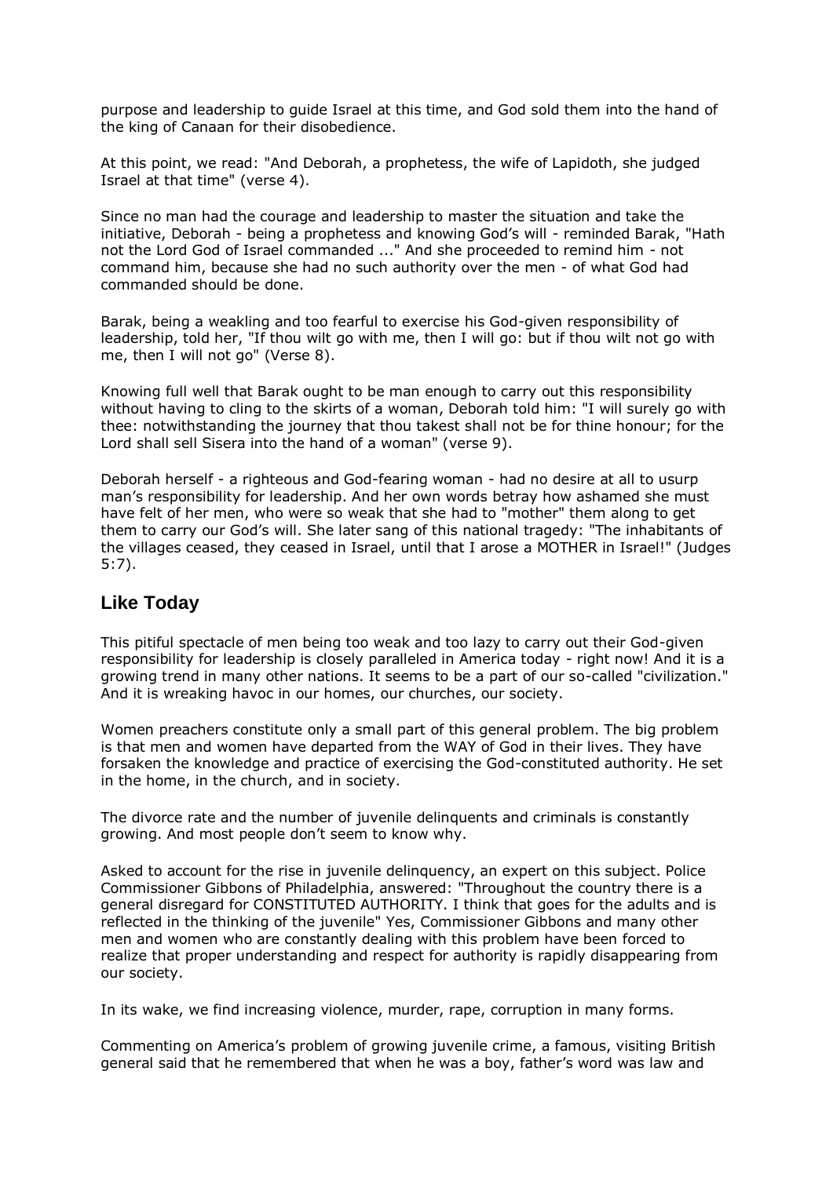purpose and leadership to guide Israel at this time, and God sold them into the hand of the king of Canaan for their disobedience.

At this point, we read: "And Deborah, a prophetess, the wife of Lapidoth, she judged Israel at that time" (verse 4).

Since no man had the courage and leadership to master the situation and take the initiative, Deborah - being a prophetess and knowing God's will - reminded Barak, "Hath not the Lord God of Israel commanded ..." And she proceeded to remind him - not command him, because she had no such authority over the men - of what God had commanded should be done.

Barak, being a weakling and too fearful to exercise his God-given responsibility of leadership, told her, "If thou wilt go with me, then I will go: but if thou wilt not go with me, then I will not go" (Verse 8).

Knowing full well that Barak ought to be man enough to carry out this responsibility without having to cling to the skirts of a woman, Deborah told him: "I will surely go with thee: notwithstanding the journey that thou takest shall not be for thine honour; for the Lord shall sell Sisera into the hand of a woman" (verse 9).

Deborah herself - a righteous and God-fearing woman - had no desire at all to usurp man's responsibility for leadership. And her own words betray how ashamed she must have felt of her men, who were so weak that she had to "mother" them along to get them to carry our God's will. She later sang of this national tragedy: "The inhabitants of the villages ceased, they ceased in Israel, until that I arose a MOTHER in Israel!" (Judges 5:7).

## Like Today

This pitiful spectacle of men being too weak and too lazy to carry out their God-given responsibility for leadership is closely paralleled in America today - right now! And it is a growing trend in many other nations. It seems to be a part of our so-called "civilization." And it is wreaking havoc in our homes, our churches, our society.

Women preachers constitute only a small part of this general problem. The big problem is that men and women have departed from the WAY of God in their lives. They have forsaken the knowledge and practice of exercising the God-constituted authority. He set in the home, in the church, and in society.

The divorce rate and the number of juvenile delinquents and criminals is constantly growing. And most people don't seem to know why.

Asked to account for the rise in juvenile delinquency, an expert on this subject. Police Commissioner Gibbons of Philadelphia, answered: "Throughout the country there is a general disregard for CONSTITUTED AUTHORITY. I think that goes for the adults and is reflected in the thinking of the juvenile" Yes, Commissioner Gibbons and many other men and women who are constantly dealing with this problem have been forced to realize that proper understanding and respect for authority is rapidly disappearing from our society.

In its wake, we find increasing violence, murder, rape, corruption in many forms.

Commenting on America's problem of growing juvenile crime, a famous, visiting British general said that he remembered that when he was a boy, father's word was law and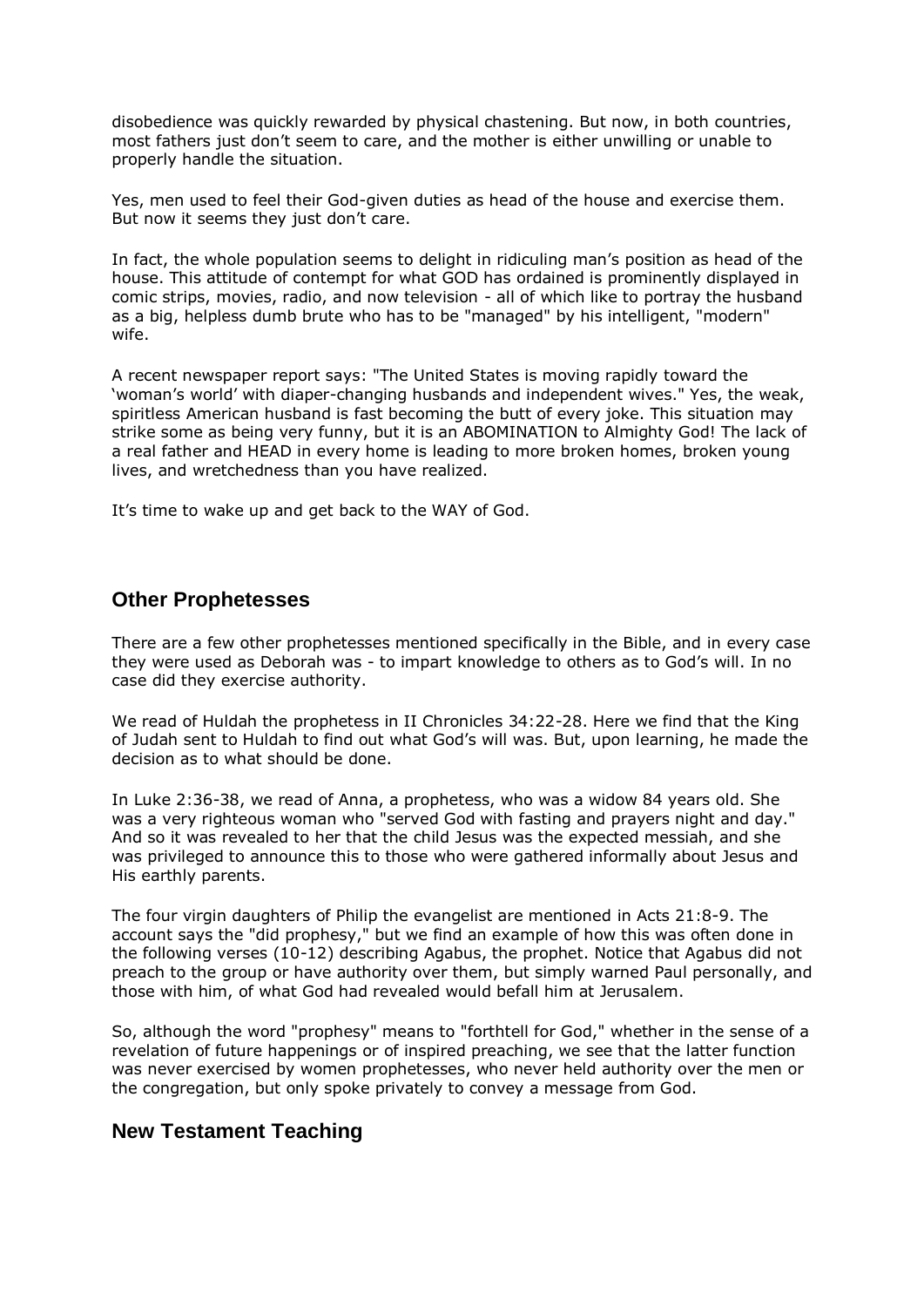disobedience was quickly rewarded by physical chastening. But now, in both countries, most fathers just don't seem to care, and the mother is either unwilling or unable to properly handle the situation.

Yes, men used to feel their God-given duties as head of the house and exercise them. But now it seems they just don't care.

In fact, the whole population seems to delight in ridiculing man's position as head of the house. This attitude of contempt for what GOD has ordained is prominently displayed in comic strips, movies, radio, and now television - all of which like to portray the husband as a big, helpless dumb brute who has to be "managed" by his intelligent, "modern" wife.

A recent newspaper report says: "The United States is moving rapidly toward the 'woman's world' with diaper-changing husbands and independent wives." Yes, the weak, spiritless American husband is fast becoming the butt of every joke. This situation may strike some as being very funny, but it is an ABOMINATION to Almighty God! The lack of a real father and HEAD in every home is leading to more broken homes, broken young lives, and wretchedness than you have realized.

It's time to wake up and get back to the WAY of God.

## Other Prophetesses

There are a few other prophetesses mentioned specifically in the Bible, and in every case they were used as Deborah was - to impart knowledge to others as to God's will. In no case did they exercise authority.

We read of Huldah the prophetess in II Chronicles 34:22-28. Here we find that the King of Judah sent to Huldah to find out what God's will was. But, upon learning, he made the decision as to what should be done.

In Luke 2:36-38, we read of Anna, a prophetess, who was a widow 84 years old. She was a very righteous woman who "served God with fasting and prayers night and day." And so it was revealed to her that the child Jesus was the expected messiah, and she was privileged to announce this to those who were gathered informally about Jesus and His earthly parents.

The four virgin daughters of Philip the evangelist are mentioned in Acts 21:8-9. The account says the "did prophesy," but we find an example of how this was often done in the following verses (10-12) describing Agabus, the prophet. Notice that Agabus did not preach to the group or have authority over them, but simply warned Paul personally, and those with him, of what God had revealed would befall him at Jerusalem.

So, although the word "prophesy" means to "forthtell for God," whether in the sense of a revelation of future happenings or of inspired preaching, we see that the latter function was never exercised by women prophetesses, who never held authority over the men or the congregation, but only spoke privately to convey a message from God.

## New Testament Teaching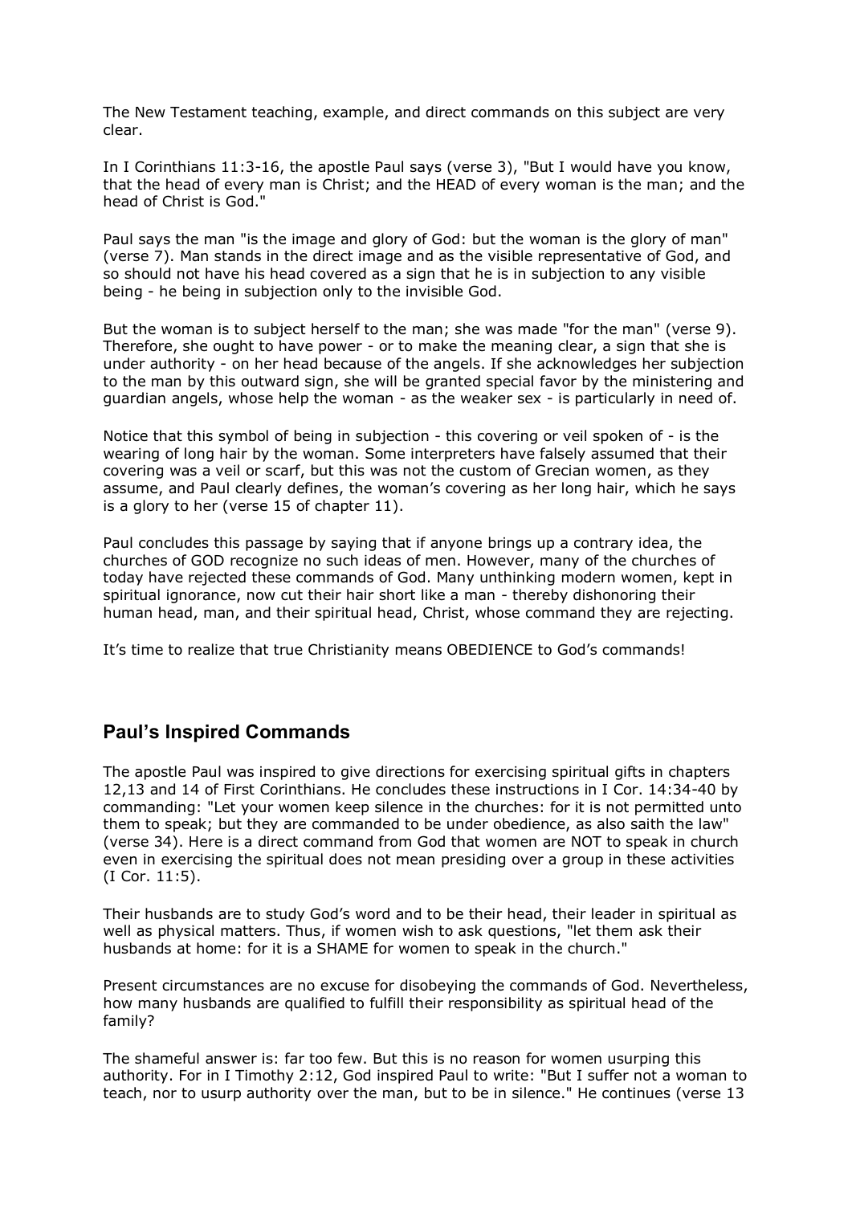The New Testament teaching, example, and direct commands on this subject are very clear.

In I Corinthians 11:3-16, the apostle Paul says (verse 3), "But I would have you know, that the head of every man is Christ; and the HEAD of every woman is the man; and the head of Christ is God."

Paul says the man "is the image and glory of God: but the woman is the glory of man" (verse 7). Man stands in the direct image and as the visible representative of God, and so should not have his head covered as a sign that he is in subjection to any visible being - he being in subjection only to the invisible God.

But the woman is to subject herself to the man; she was made "for the man" (verse 9). Therefore, she ought to have power - or to make the meaning clear, a sign that she is under authority - on her head because of the angels. If she acknowledges her subjection to the man by this outward sign, she will be granted special favor by the ministering and guardian angels, whose help the woman - as the weaker sex - is particularly in need of.

Notice that this symbol of being in subjection - this covering or veil spoken of - is the wearing of long hair by the woman. Some interpreters have falsely assumed that their covering was a veil or scarf, but this was not the custom of Grecian women, as they assume, and Paul clearly defines, the woman's covering as her long hair, which he says is a glory to her (verse 15 of chapter 11).

Paul concludes this passage by saying that if anyone brings up a contrary idea, the churches of GOD recognize no such ideas of men. However, many of the churches of today have rejected these commands of God. Many unthinking modern women, kept in spiritual ignorance, now cut their hair short like a man - thereby dishonoring their human head, man, and their spiritual head, Christ, whose command they are rejecting.

It's time to realize that true Christianity means OBEDIENCE to God's commands!

## Paul's Inspired Commands

The apostle Paul was inspired to give directions for exercising spiritual gifts in chapters 12,13 and 14 of First Corinthians. He concludes these instructions in I Cor. 14:34-40 by commanding: "Let your women keep silence in the churches: for it is not permitted unto them to speak; but they are commanded to be under obedience, as also saith the law" (verse 34). Here is a direct command from God that women are NOT to speak in church even in exercising the spiritual does not mean presiding over a group in these activities (I Cor. 11:5).

Their husbands are to study God's word and to be their head, their leader in spiritual as well as physical matters. Thus, if women wish to ask questions, "let them ask their husbands at home: for it is a SHAME for women to speak in the church."

Present circumstances are no excuse for disobeying the commands of God. Nevertheless, how many husbands are qualified to fulfill their responsibility as spiritual head of the family?

The shameful answer is: far too few. But this is no reason for women usurping this authority. For in I Timothy 2:12, God inspired Paul to write: "But I suffer not a woman to teach, nor to usurp authority over the man, but to be in silence." He continues (verse 13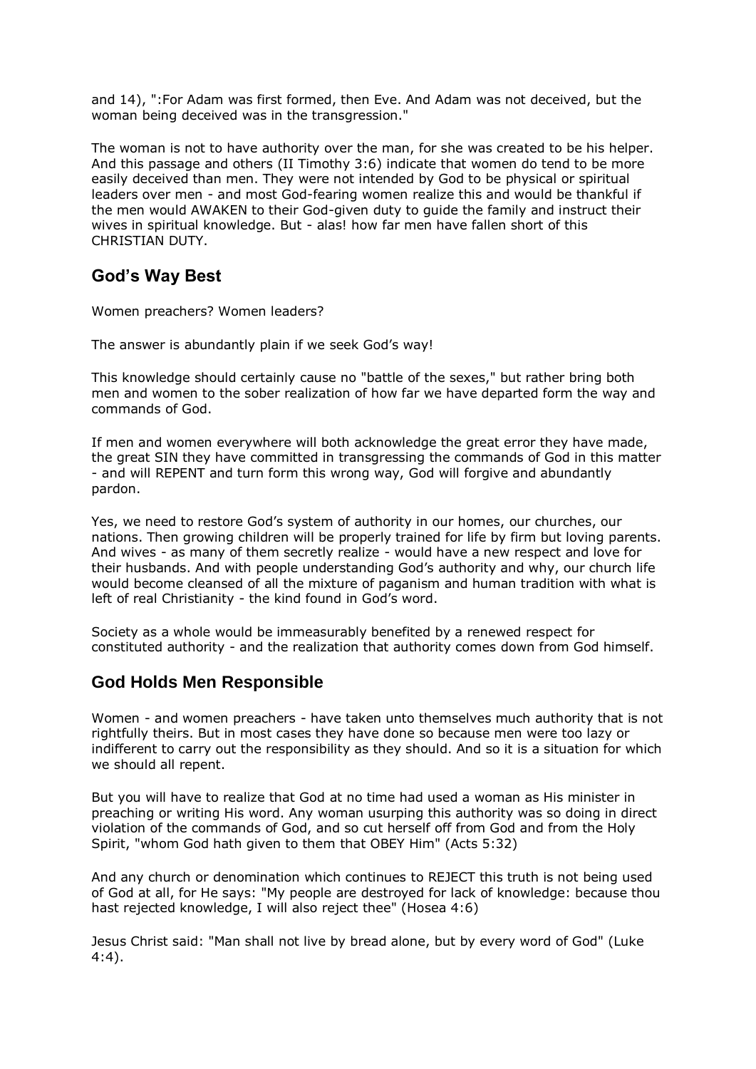and 14), ":For Adam was first formed, then Eve. And Adam was not deceived, but the woman being deceived was in the transgression."

The woman is not to have authority over the man, for she was created to be his helper. And this passage and others (II Timothy 3:6) indicate that women do tend to be more easily deceived than men. They were not intended by God to be physical or spiritual leaders over men - and most God-fearing women realize this and would be thankful if the men would AWAKEN to their God-given duty to guide the family and instruct their wives in spiritual knowledge. But - alas! how far men have fallen short of this CHRISTIAN DUTY.

## God's Way Best

Women preachers? Women leaders?

The answer is abundantly plain if we seek God's way!

This knowledge should certainly cause no "battle of the sexes," but rather bring both men and women to the sober realization of how far we have departed form the way and commands of God.

If men and women everywhere will both acknowledge the great error they have made, the great SIN they have committed in transgressing the commands of God in this matter - and will REPENT and turn form this wrong way, God will forgive and abundantly pardon.

Yes, we need to restore God's system of authority in our homes, our churches, our nations. Then growing children will be properly trained for life by firm but loving parents. And wives - as many of them secretly realize - would have a new respect and love for their husbands. And with people understanding God's authority and why, our church life would become cleansed of all the mixture of paganism and human tradition with what is left of real Christianity - the kind found in God's word.

Society as a whole would be immeasurably benefited by a renewed respect for constituted authority - and the realization that authority comes down from God himself.

## God Holds Men Responsible

Women - and women preachers - have taken unto themselves much authority that is not rightfully theirs. But in most cases they have done so because men were too lazy or indifferent to carry out the responsibility as they should. And so it is a situation for which we should all repent.

But you will have to realize that God at no time had used a woman as His minister in preaching or writing His word. Any woman usurping this authority was so doing in direct violation of the commands of God, and so cut herself off from God and from the Holy Spirit, "whom God hath given to them that OBEY Him" (Acts 5:32)

And any church or denomination which continues to REJECT this truth is not being used of God at all, for He says: "My people are destroyed for lack of knowledge: because thou hast rejected knowledge, I will also reject thee" (Hosea 4:6)

Jesus Christ said: "Man shall not live by bread alone, but by every word of God" (Luke 4:4).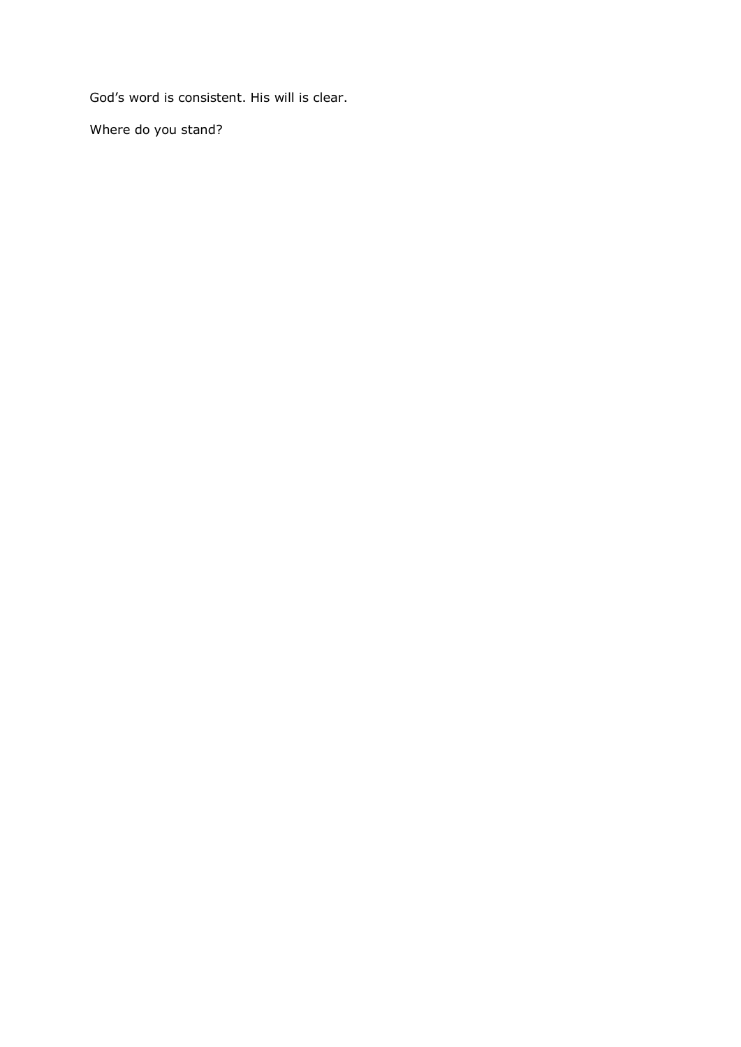God’s word is consistent. His will is clear.

Where do you stand?